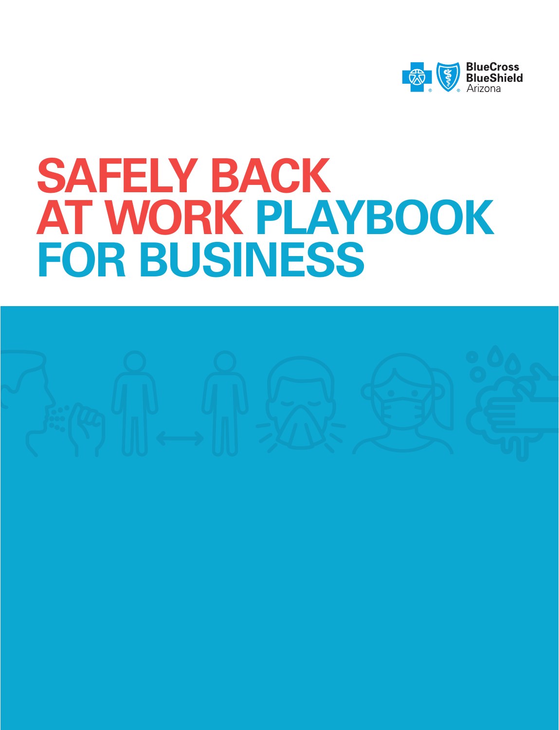BlueCross BlueShield Arizona

# SAFELY BACK AT WORK PLAYBOOK FOR BUSINESS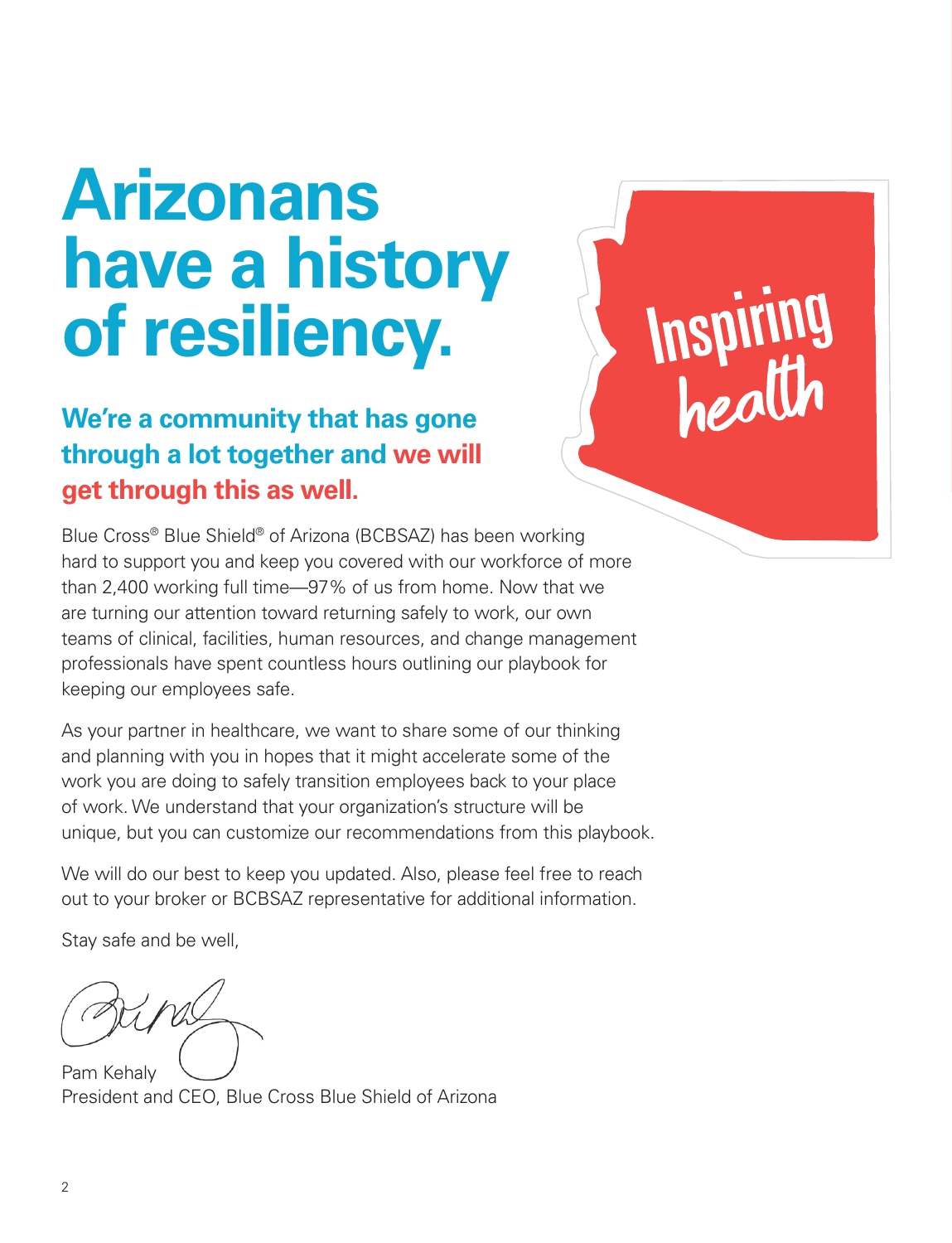# Arizonans have a history of resiliency.

**We're a community that has gone through a lot together and we will get through this as well.**

Inspiring health

Blue Cross® Blue Shield® of Arizona (BCBSAZ) has been working hard to support you and keep you covered with our workforce of more than 2,400 working full time—97% of us from home. Now that we are turning our attention toward returning safely to work, our own teams of clinical, facilities, human resources, and change management professionals have spent countless hours outlining our playbook for keeping our employees safe.

As your partner in healthcare, we want to share some of our thinking and planning with you in hopes that it might accelerate some of the work you are doing to safely transition employees back to your place of work. We understand that your organization's structure will be unique, but you can customize our recommendations from this playbook.

We will do our best to keep you updated. Also, please feel free to reach out to your broker or BCBSAZ representative for additional information.

Stay safe and be well,

Pam Kehaly
President and CEO, Blue Cross Blue Shield of Arizona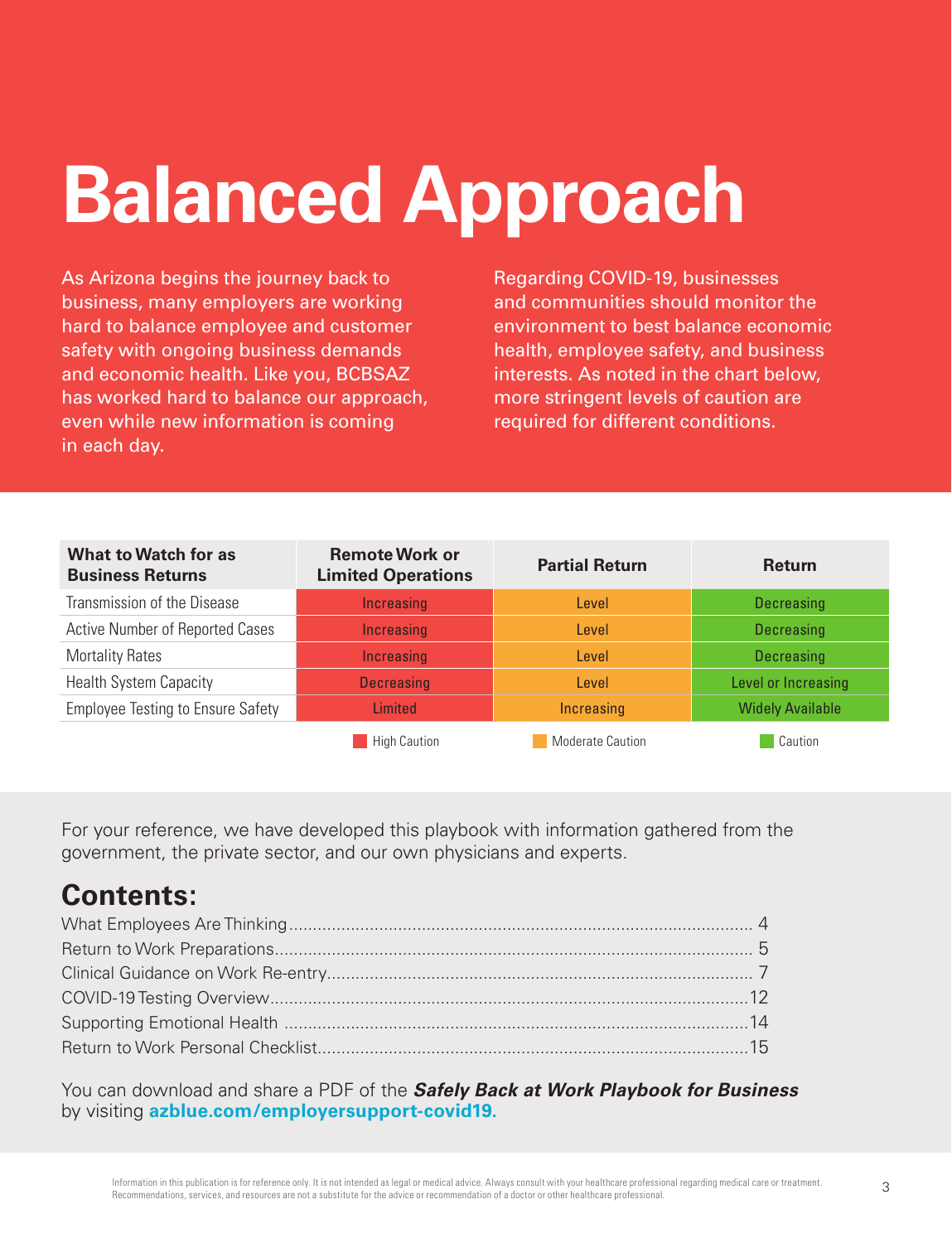# Balanced Approach

As Arizona begins the journey back to business, many employers are working hard to balance employee and customer safety with ongoing business demands and economic health. Like you, BCBSAZ has worked hard to balance our approach, even while new information is coming in each day.

Regarding COVID-19, businesses and communities should monitor the environment to best balance economic health, employee safety, and business interests. As noted in the chart below, more stringent levels of caution are required for different conditions.

| What to Watch for as Business Returns | Remote Work or Limited Operations | Partial Return | Return |
|---|---|---|---|
| Transmission of the Disease | Increasing | Level | Decreasing |
| Active Number of Reported Cases | Increasing | Level | Decreasing |
| Mortality Rates | Increasing | Level | Decreasing |
| Health System Capacity | Decreasing | Level | Level or Increasing |
| Employee Testing to Ensure Safety | Limited | Increasing | Widely Available |
| | High Caution | Moderate Caution | Caution |

For your reference, we have developed this playbook with information gathered from the government, the private sector, and our own physicians and experts.

## Contents:

- What Employees Are Thinking ........ 4
- Return to Work Preparations ........ 5
- Clinical Guidance on Work Re-entry ........ 7
- COVID-19 Testing Overview ........ 12
- Supporting Emotional Health ........ 14
- Return to Work Personal Checklist ........ 15

You can download and share a PDF of the ***Safely Back at Work Playbook for Business*** by visiting **azblue.com/employersupport-covid19**.

Information in this publication is for reference only. It is not intended as legal or medical advice. Always consult with your healthcare professional regarding medical care or treatment. Recommendations, services, and resources are not a substitute for the advice or recommendation of a doctor or other healthcare professional.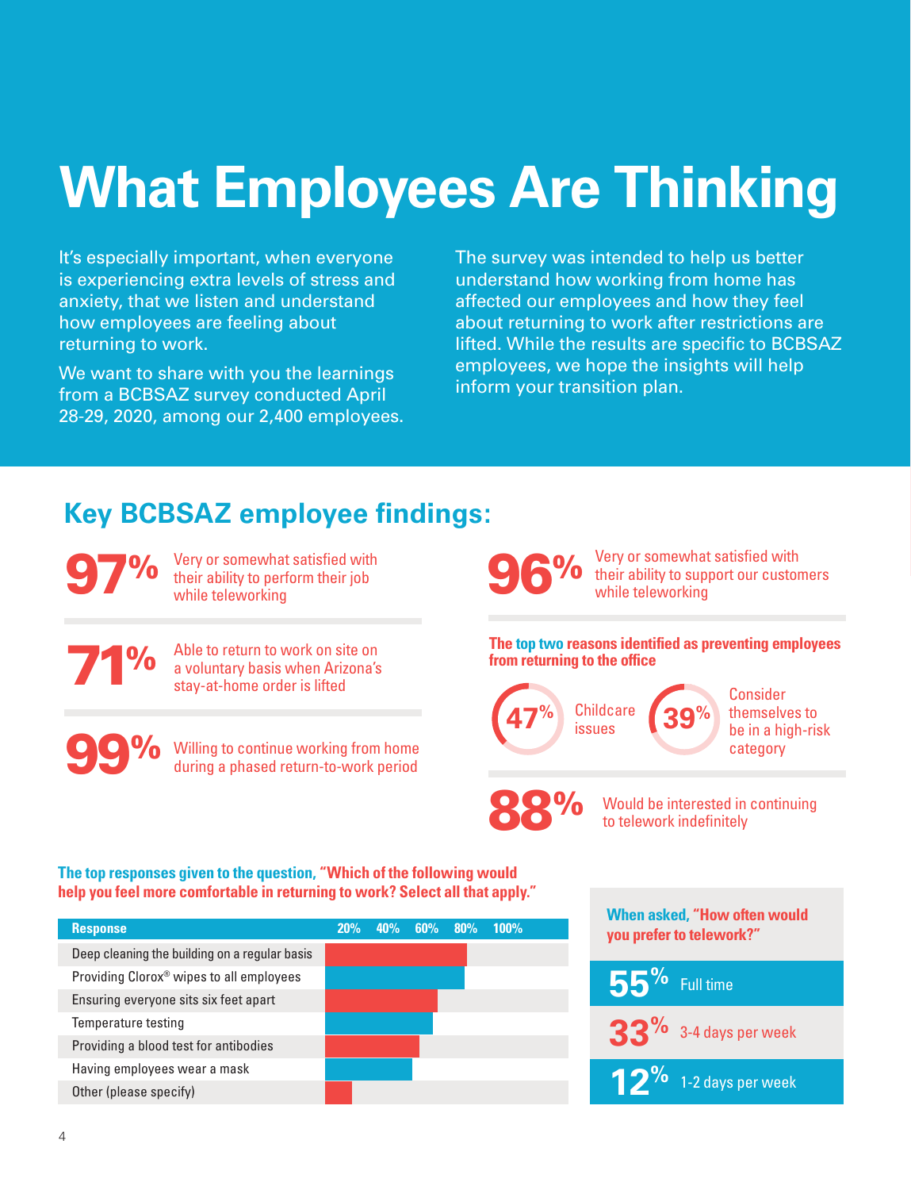# What Employees Are Thinking

It's especially important, when everyone is experiencing extra levels of stress and anxiety, that we listen and understand how employees are feeling about returning to work.

We want to share with you the learnings from a BCBSAZ survey conducted April 28-29, 2020, among our 2,400 employees.

The survey was intended to help us better understand how working from home has affected our employees and how they feel about returning to work after restrictions are lifted. While the results are specific to BCBSAZ employees, we hope the insights will help inform your transition plan.

## Key BCBSAZ employee findings:

**97%** Very or somewhat satisfied with their ability to perform their job while teleworking

**71%** Able to return to work on site on a voluntary basis when Arizona's stay-at-home order is lifted

**99%** Willing to continue working from home during a phased return-to-work period

**96%** Very or somewhat satisfied with their ability to support our customers while teleworking

**The top two reasons identified as preventing employees from returning to the office**

- **47%** Childcare issues
- **39%** Consider themselves to be in a high-risk category

**88%** Would be interested in continuing to telework indefinitely

**The top responses given to the question, "Which of the following would help you feel more comfortable in returning to work? Select all that apply."**

| Response |
|---|
| Deep cleaning the building on a regular basis |
| Providing Clorox® wipes to all employees |
| Ensuring everyone sits six feet apart |
| Temperature testing |
| Providing a blood test for antibodies |
| Having employees wear a mask |
| Other (please specify) |

**When asked, "How often would you prefer to telework?"**

| | |
|---|---|
| **55%** | Full time |
| **33%** | 3-4 days per week |
| **12%** | 1-2 days per week |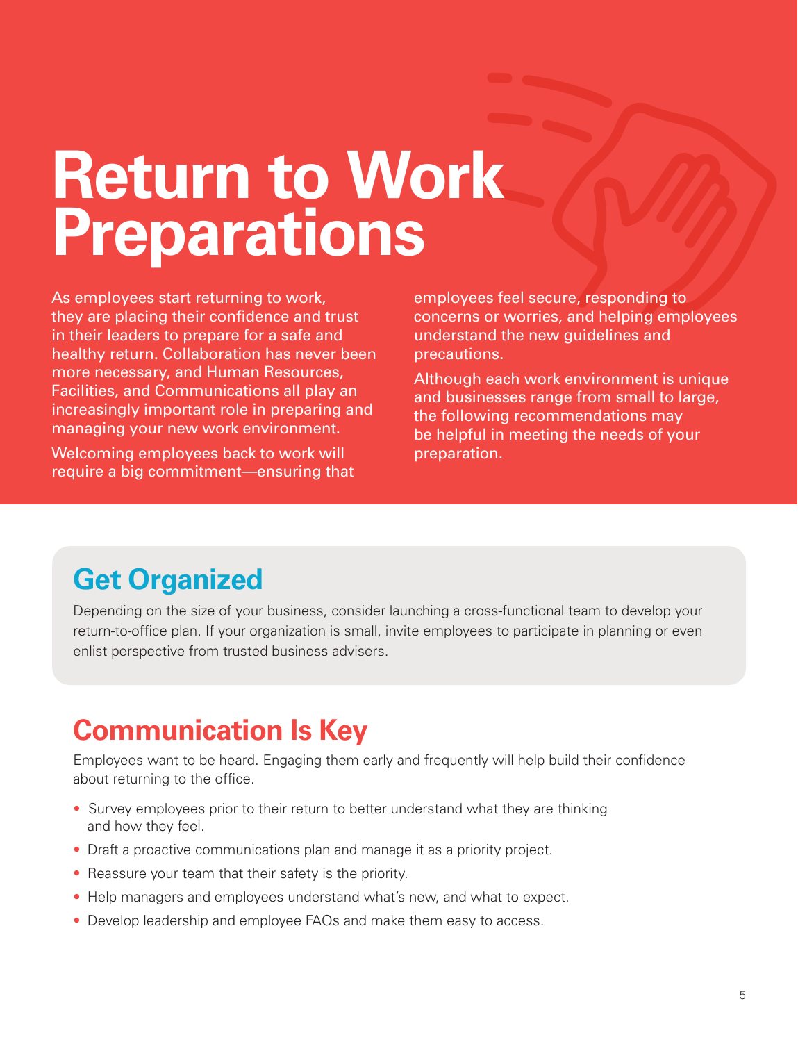# Return to Work Preparations

As employees start returning to work, they are placing their confidence and trust in their leaders to prepare for a safe and healthy return. Collaboration has never been more necessary, and Human Resources, Facilities, and Communications all play an increasingly important role in preparing and managing your new work environment.

Welcoming employees back to work will require a big commitment—ensuring that employees feel secure, responding to concerns or worries, and helping employees understand the new guidelines and precautions.

Although each work environment is unique and businesses range from small to large, the following recommendations may be helpful in meeting the needs of your preparation.

## Get Organized

Depending on the size of your business, consider launching a cross-functional team to develop your return-to-office plan. If your organization is small, invite employees to participate in planning or even enlist perspective from trusted business advisers.

## Communication Is Key

Employees want to be heard. Engaging them early and frequently will help build their confidence about returning to the office.

- Survey employees prior to their return to better understand what they are thinking and how they feel.
- Draft a proactive communications plan and manage it as a priority project.
- Reassure your team that their safety is the priority.
- Help managers and employees understand what's new, and what to expect.
- Develop leadership and employee FAQs and make them easy to access.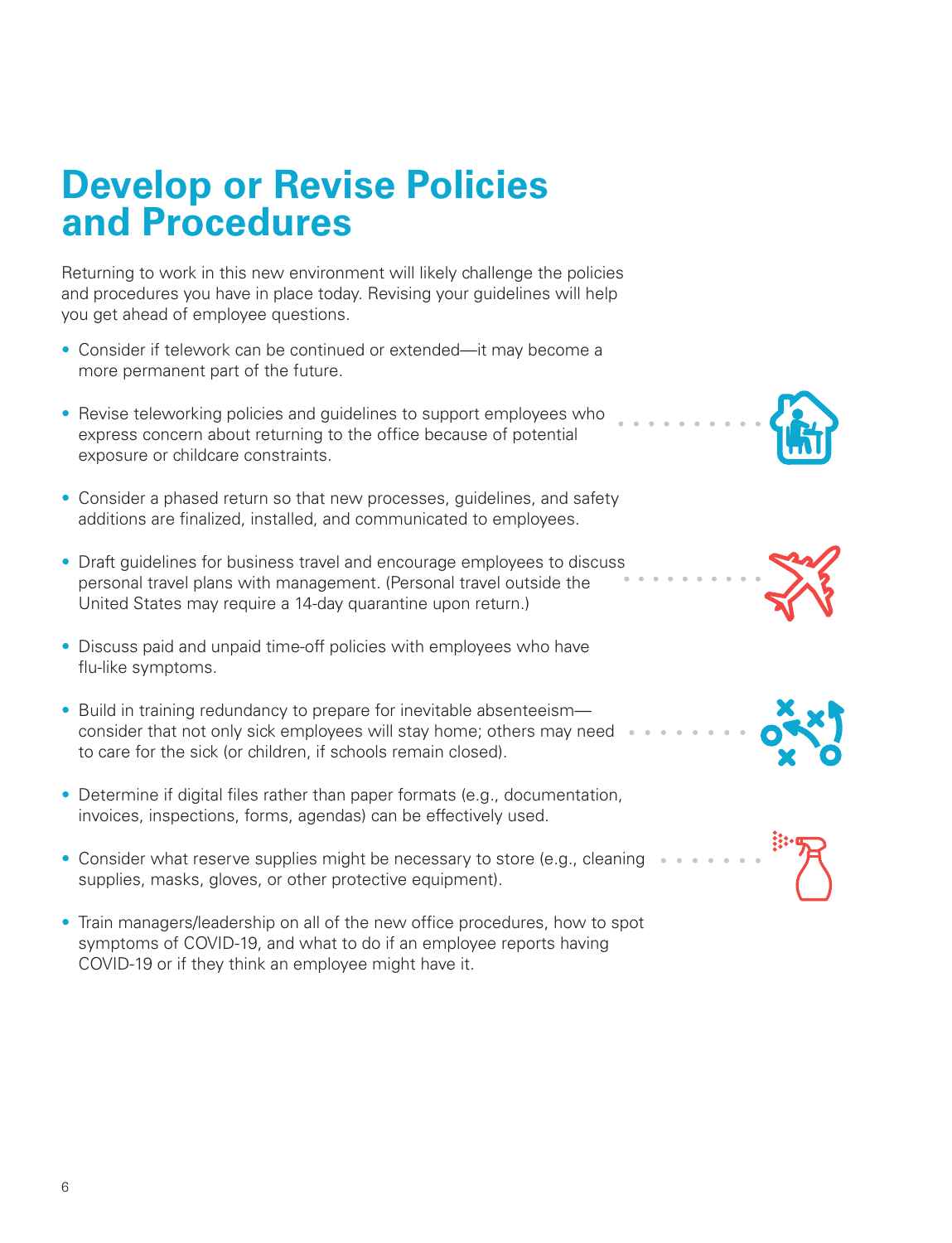# Develop or Revise Policies and Procedures

Returning to work in this new environment will likely challenge the policies and procedures you have in place today. Revising your guidelines will help you get ahead of employee questions.

- Consider if telework can be continued or extended—it may become a more permanent part of the future.
- Revise teleworking policies and guidelines to support employees who express concern about returning to the office because of potential exposure or childcare constraints.
- Consider a phased return so that new processes, guidelines, and safety additions are finalized, installed, and communicated to employees.
- Draft guidelines for business travel and encourage employees to discuss personal travel plans with management. (Personal travel outside the United States may require a 14-day quarantine upon return.)
- Discuss paid and unpaid time-off policies with employees who have flu-like symptoms.
- Build in training redundancy to prepare for inevitable absenteeism—consider that not only sick employees will stay home; others may need to care for the sick (or children, if schools remain closed).
- Determine if digital files rather than paper formats (e.g., documentation, invoices, inspections, forms, agendas) can be effectively used.
- Consider what reserve supplies might be necessary to store (e.g., cleaning supplies, masks, gloves, or other protective equipment).
- Train managers/leadership on all of the new office procedures, how to spot symptoms of COVID-19, and what to do if an employee reports having COVID-19 or if they think an employee might have it.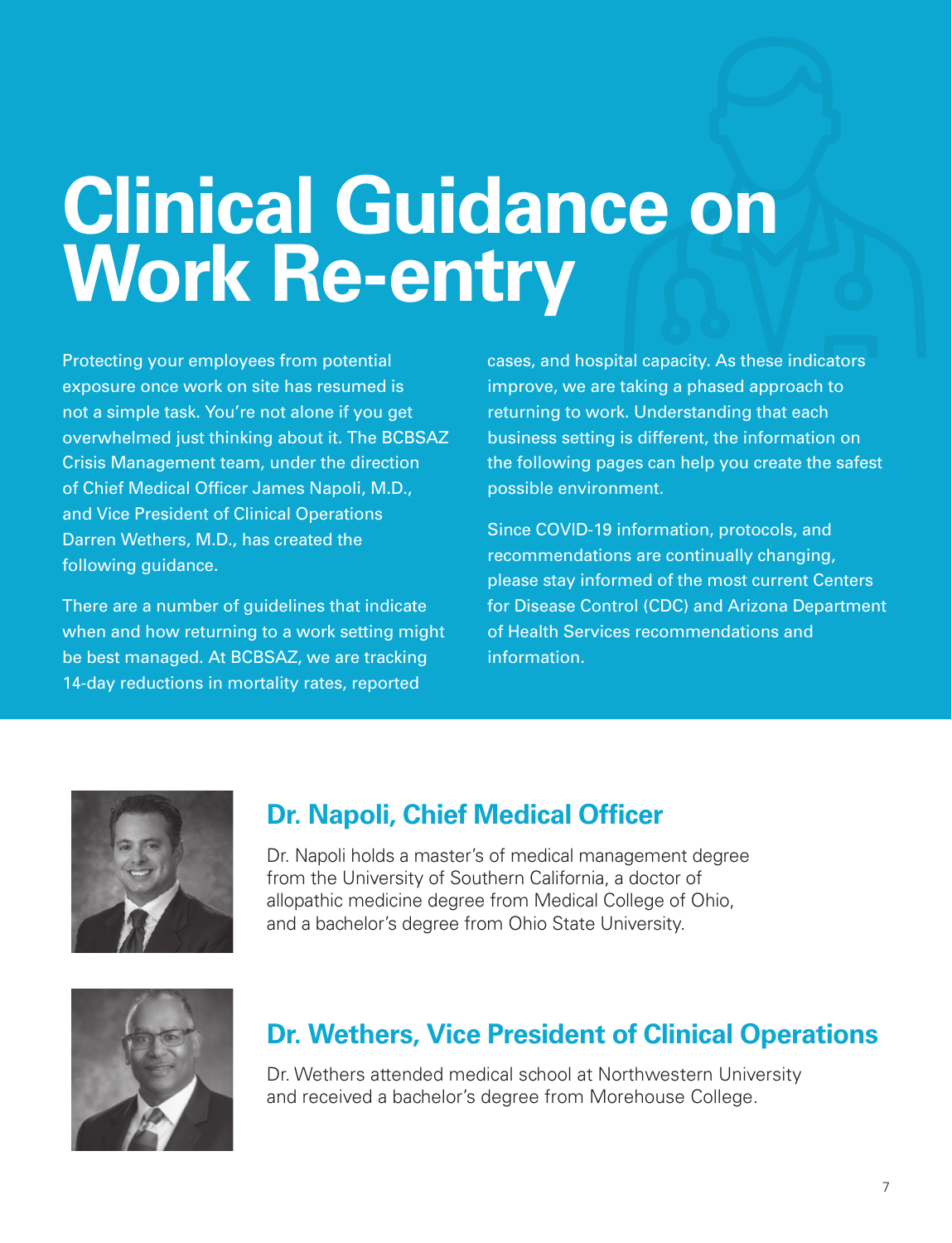# Clinical Guidance on Work Re-entry

Protecting your employees from potential exposure once work on site has resumed is not a simple task. You're not alone if you get overwhelmed just thinking about it. The BCBSAZ Crisis Management team, under the direction of Chief Medical Officer James Napoli, M.D., and Vice President of Clinical Operations Darren Wethers, M.D., has created the following guidance.

There are a number of guidelines that indicate when and how returning to a work setting might be best managed. At BCBSAZ, we are tracking 14-day reductions in mortality rates, reported cases, and hospital capacity. As these indicators improve, we are taking a phased approach to returning to work. Understanding that each business setting is different, the information on the following pages can help you create the safest possible environment.

Since COVID-19 information, protocols, and recommendations are continually changing, please stay informed of the most current Centers for Disease Control (CDC) and Arizona Department of Health Services recommendations and information.

## Dr. Napoli, Chief Medical Officer

Dr. Napoli holds a master's of medical management degree from the University of Southern California, a doctor of allopathic medicine degree from Medical College of Ohio, and a bachelor's degree from Ohio State University.

## Dr. Wethers, Vice President of Clinical Operations

Dr. Wethers attended medical school at Northwestern University and received a bachelor's degree from Morehouse College.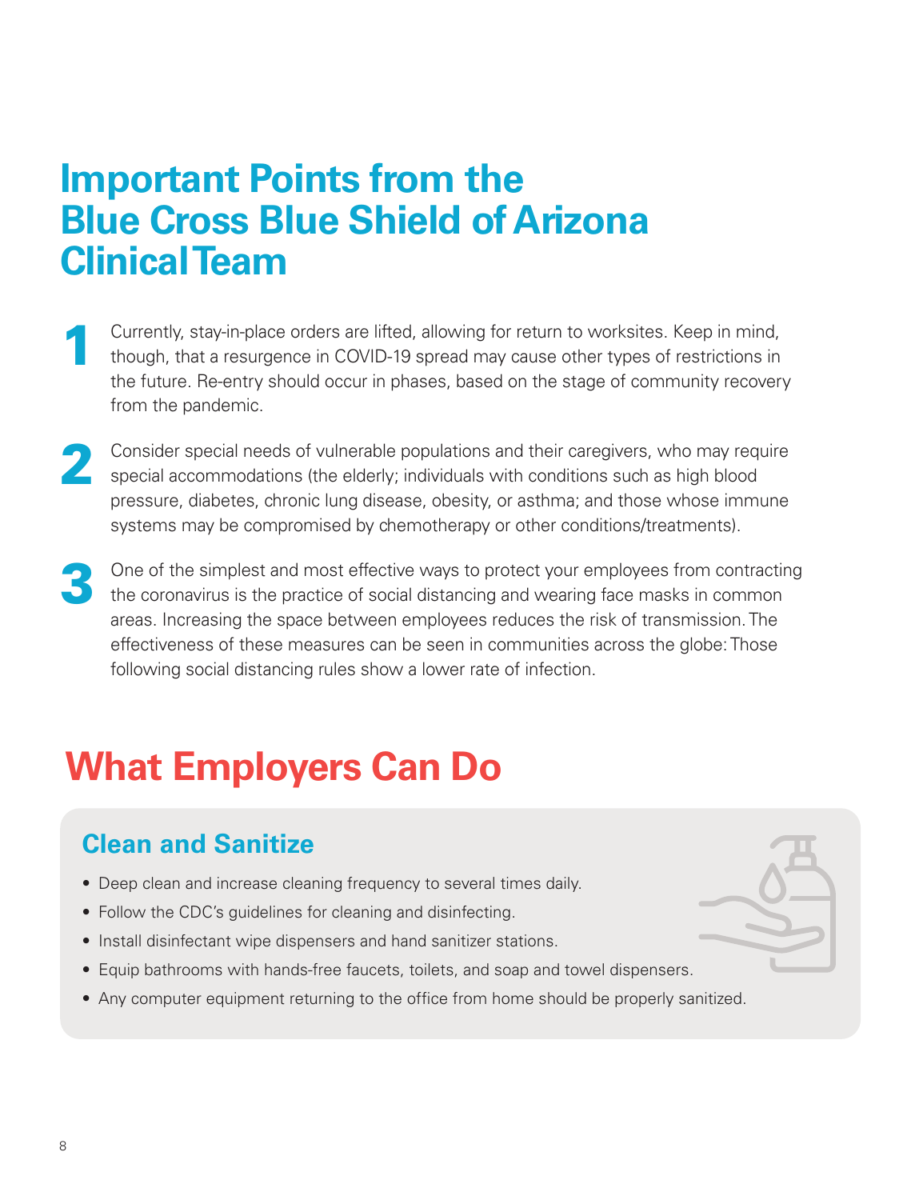# Important Points from the Blue Cross Blue Shield of Arizona Clinical Team

1. Currently, stay-in-place orders are lifted, allowing for return to worksites. Keep in mind, though, that a resurgence in COVID-19 spread may cause other types of restrictions in the future. Re-entry should occur in phases, based on the stage of community recovery from the pandemic.

2. Consider special needs of vulnerable populations and their caregivers, who may require special accommodations (the elderly; individuals with conditions such as high blood pressure, diabetes, chronic lung disease, obesity, or asthma; and those whose immune systems may be compromised by chemotherapy or other conditions/treatments).

3. One of the simplest and most effective ways to protect your employees from contracting the coronavirus is the practice of social distancing and wearing face masks in common areas. Increasing the space between employees reduces the risk of transmission. The effectiveness of these measures can be seen in communities across the globe: Those following social distancing rules show a lower rate of infection.

# What Employers Can Do

## Clean and Sanitize

- Deep clean and increase cleaning frequency to several times daily.
- Follow the CDC's guidelines for cleaning and disinfecting.
- Install disinfectant wipe dispensers and hand sanitizer stations.
- Equip bathrooms with hands-free faucets, toilets, and soap and towel dispensers.
- Any computer equipment returning to the office from home should be properly sanitized.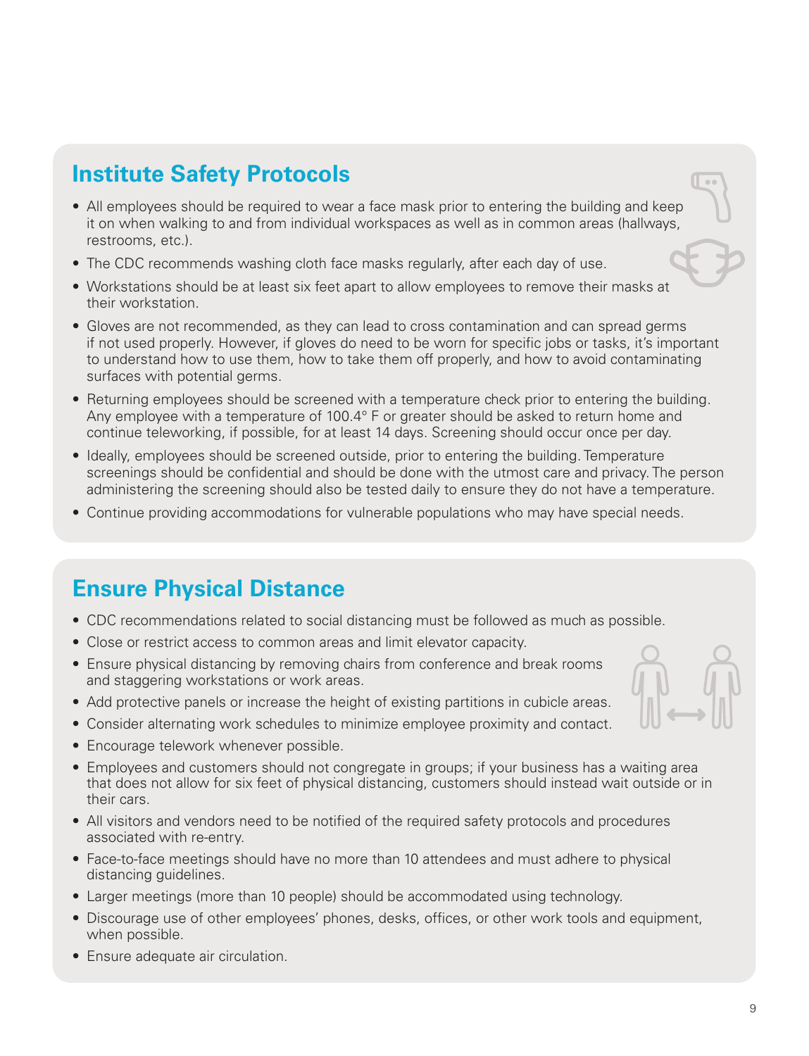## Institute Safety Protocols

- All employees should be required to wear a face mask prior to entering the building and keep it on when walking to and from individual workspaces as well as in common areas (hallways, restrooms, etc.).
- The CDC recommends washing cloth face masks regularly, after each day of use.
- Workstations should be at least six feet apart to allow employees to remove their masks at their workstation.
- Gloves are not recommended, as they can lead to cross contamination and can spread germs if not used properly. However, if gloves do need to be worn for specific jobs or tasks, it's important to understand how to use them, how to take them off properly, and how to avoid contaminating surfaces with potential germs.
- Returning employees should be screened with a temperature check prior to entering the building. Any employee with a temperature of 100.4° F or greater should be asked to return home and continue teleworking, if possible, for at least 14 days. Screening should occur once per day.
- Ideally, employees should be screened outside, prior to entering the building. Temperature screenings should be confidential and should be done with the utmost care and privacy. The person administering the screening should also be tested daily to ensure they do not have a temperature.
- Continue providing accommodations for vulnerable populations who may have special needs.

## Ensure Physical Distance

- CDC recommendations related to social distancing must be followed as much as possible.
- Close or restrict access to common areas and limit elevator capacity.
- Ensure physical distancing by removing chairs from conference and break rooms and staggering workstations or work areas.
- Add protective panels or increase the height of existing partitions in cubicle areas.
- Consider alternating work schedules to minimize employee proximity and contact.
- Encourage telework whenever possible.
- Employees and customers should not congregate in groups; if your business has a waiting area that does not allow for six feet of physical distancing, customers should instead wait outside or in their cars.
- All visitors and vendors need to be notified of the required safety protocols and procedures associated with re-entry.
- Face-to-face meetings should have no more than 10 attendees and must adhere to physical distancing guidelines.
- Larger meetings (more than 10 people) should be accommodated using technology.
- Discourage use of other employees' phones, desks, offices, or other work tools and equipment, when possible.
- Ensure adequate air circulation.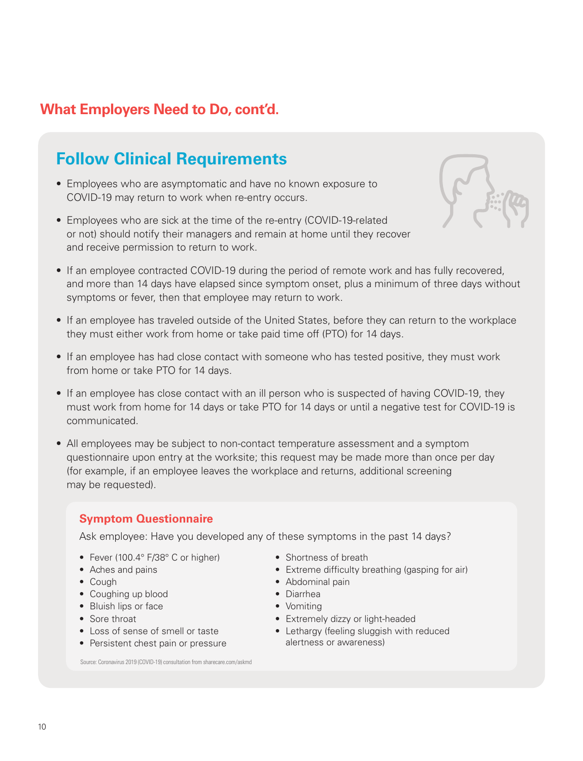## What Employers Need to Do, cont'd.

### Follow Clinical Requirements

- Employees who are asymptomatic and have no known exposure to COVID-19 may return to work when re-entry occurs.
- Employees who are sick at the time of the re-entry (COVID-19-related or not) should notify their managers and remain at home until they recover and receive permission to return to work.
- If an employee contracted COVID-19 during the period of remote work and has fully recovered, and more than 14 days have elapsed since symptom onset, plus a minimum of three days without symptoms or fever, then that employee may return to work.
- If an employee has traveled outside of the United States, before they can return to the workplace they must either work from home or take paid time off (PTO) for 14 days.
- If an employee has had close contact with someone who has tested positive, they must work from home or take PTO for 14 days.
- If an employee has close contact with an ill person who is suspected of having COVID-19, they must work from home for 14 days or take PTO for 14 days or until a negative test for COVID-19 is communicated.
- All employees may be subject to non-contact temperature assessment and a symptom questionnaire upon entry at the worksite; this request may be made more than once per day (for example, if an employee leaves the workplace and returns, additional screening may be requested).

#### Symptom Questionnaire

Ask employee: Have you developed any of these symptoms in the past 14 days?

- Fever (100.4° F/38° C or higher)
- Aches and pains
- Cough
- Coughing up blood
- Bluish lips or face
- Sore throat
- Loss of sense of smell or taste
- Persistent chest pain or pressure
- Shortness of breath
- Extreme difficulty breathing (gasping for air)
- Abdominal pain
- Diarrhea
- Vomiting
- Extremely dizzy or light-headed
- Lethargy (feeling sluggish with reduced alertness or awareness)

Source: Coronavirus 2019 (COVID-19) consultation from sharecare.com/askmd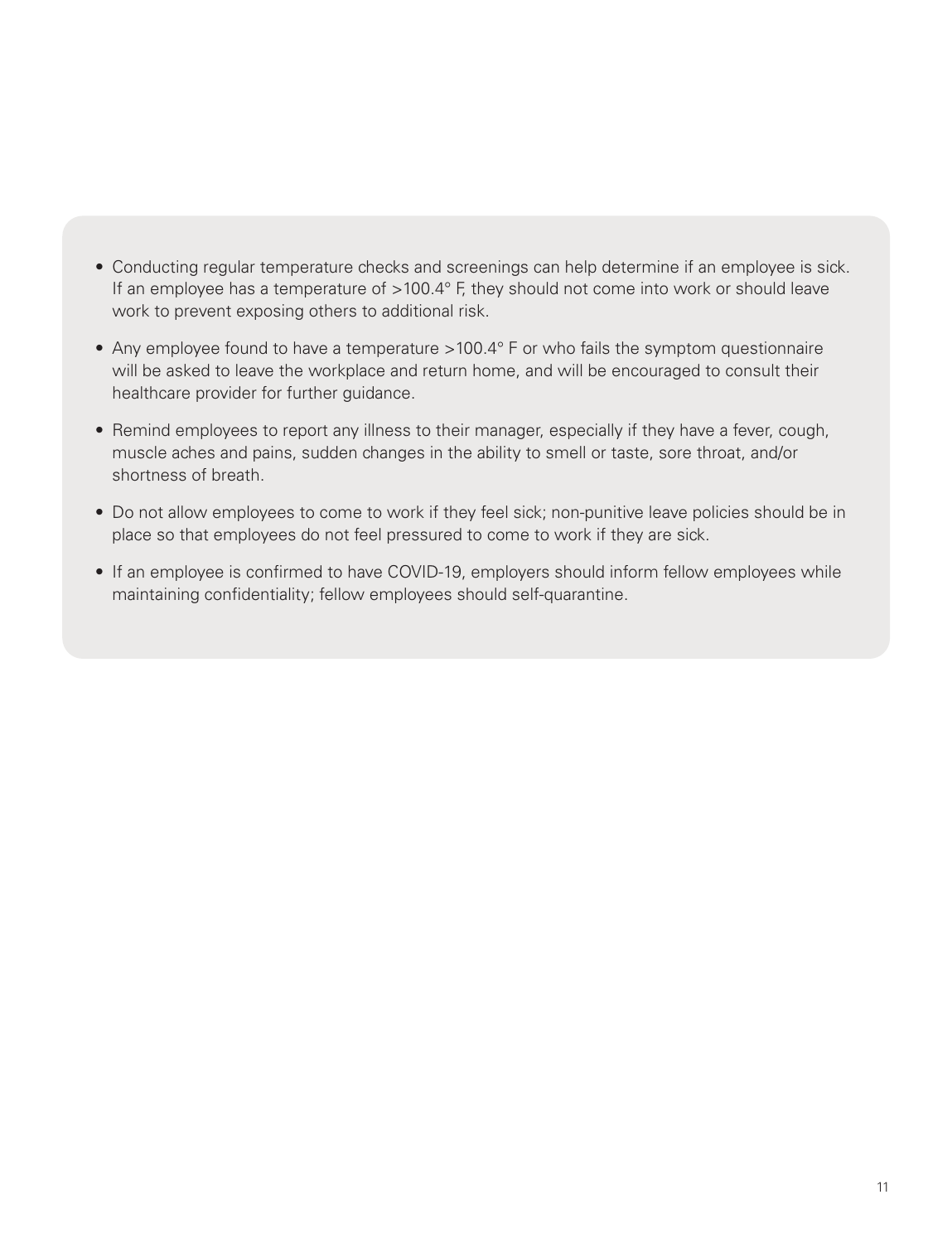- Conducting regular temperature checks and screenings can help determine if an employee is sick. If an employee has a temperature of >100.4° F, they should not come into work or should leave work to prevent exposing others to additional risk.
- Any employee found to have a temperature >100.4° F or who fails the symptom questionnaire will be asked to leave the workplace and return home, and will be encouraged to consult their healthcare provider for further guidance.
- Remind employees to report any illness to their manager, especially if they have a fever, cough, muscle aches and pains, sudden changes in the ability to smell or taste, sore throat, and/or shortness of breath.
- Do not allow employees to come to work if they feel sick; non-punitive leave policies should be in place so that employees do not feel pressured to come to work if they are sick.
- If an employee is confirmed to have COVID-19, employers should inform fellow employees while maintaining confidentiality; fellow employees should self-quarantine.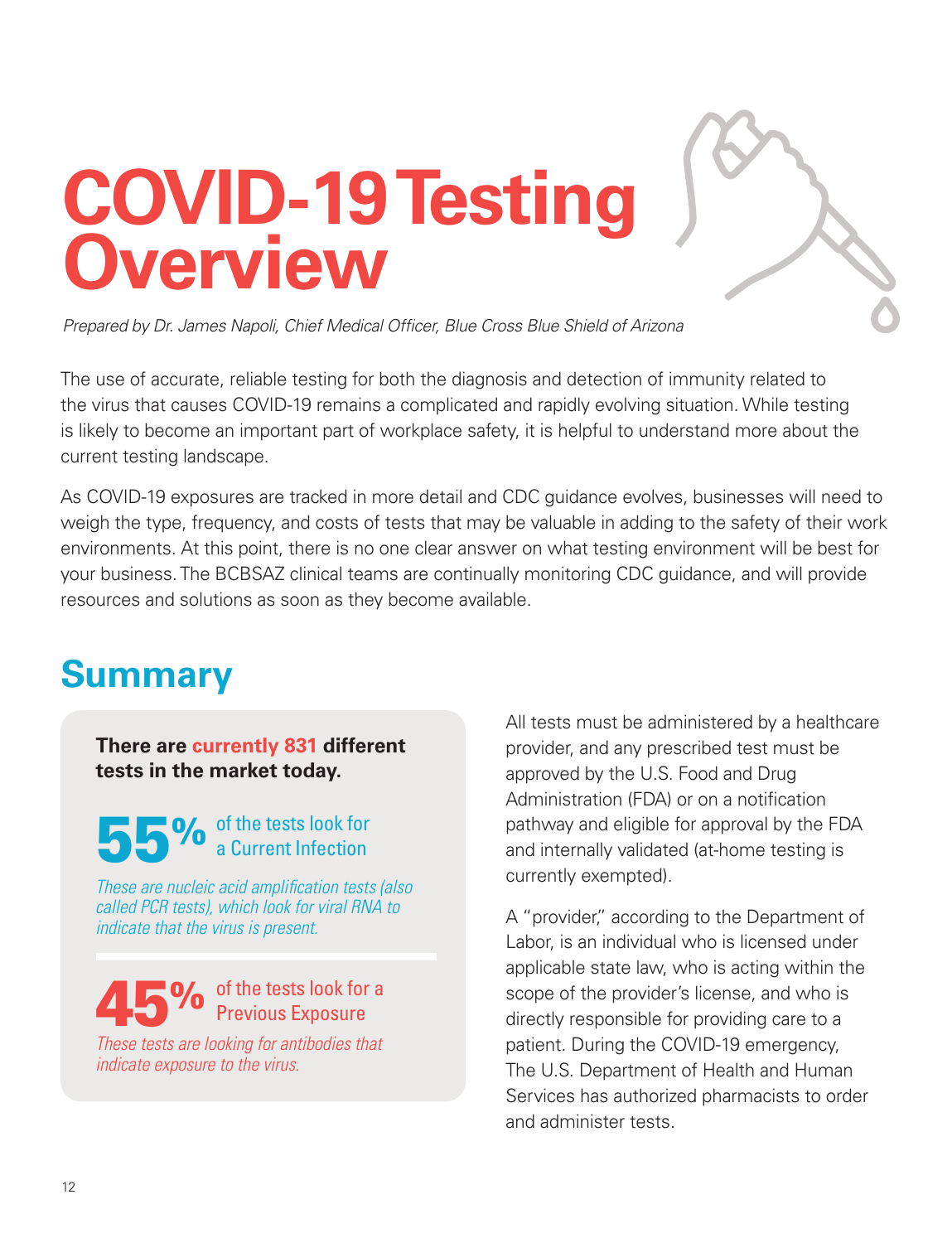# COVID-19 Testing Overview

*Prepared by Dr. James Napoli, Chief Medical Officer, Blue Cross Blue Shield of Arizona*

The use of accurate, reliable testing for both the diagnosis and detection of immunity related to the virus that causes COVID-19 remains a complicated and rapidly evolving situation. While testing is likely to become an important part of workplace safety, it is helpful to understand more about the current testing landscape.

As COVID-19 exposures are tracked in more detail and CDC guidance evolves, businesses will need to weigh the type, frequency, and costs of tests that may be valuable in adding to the safety of their work environments. At this point, there is no one clear answer on what testing environment will be best for your business. The BCBSAZ clinical teams are continually monitoring CDC guidance, and will provide resources and solutions as soon as they become available.

## Summary

**There are currently 831 different tests in the market today.**

**55%** of the tests look for a Current Infection

*These are nucleic acid amplification tests (also called PCR tests), which look for viral RNA to indicate that the virus is present.*

**45%** of the tests look for a Previous Exposure

*These tests are looking for antibodies that indicate exposure to the virus.*

All tests must be administered by a healthcare provider, and any prescribed test must be approved by the U.S. Food and Drug Administration (FDA) or on a notification pathway and eligible for approval by the FDA and internally validated (at-home testing is currently exempted).

A "provider," according to the Department of Labor, is an individual who is licensed under applicable state law, who is acting within the scope of the provider's license, and who is directly responsible for providing care to a patient. During the COVID-19 emergency, The U.S. Department of Health and Human Services has authorized pharmacists to order and administer tests.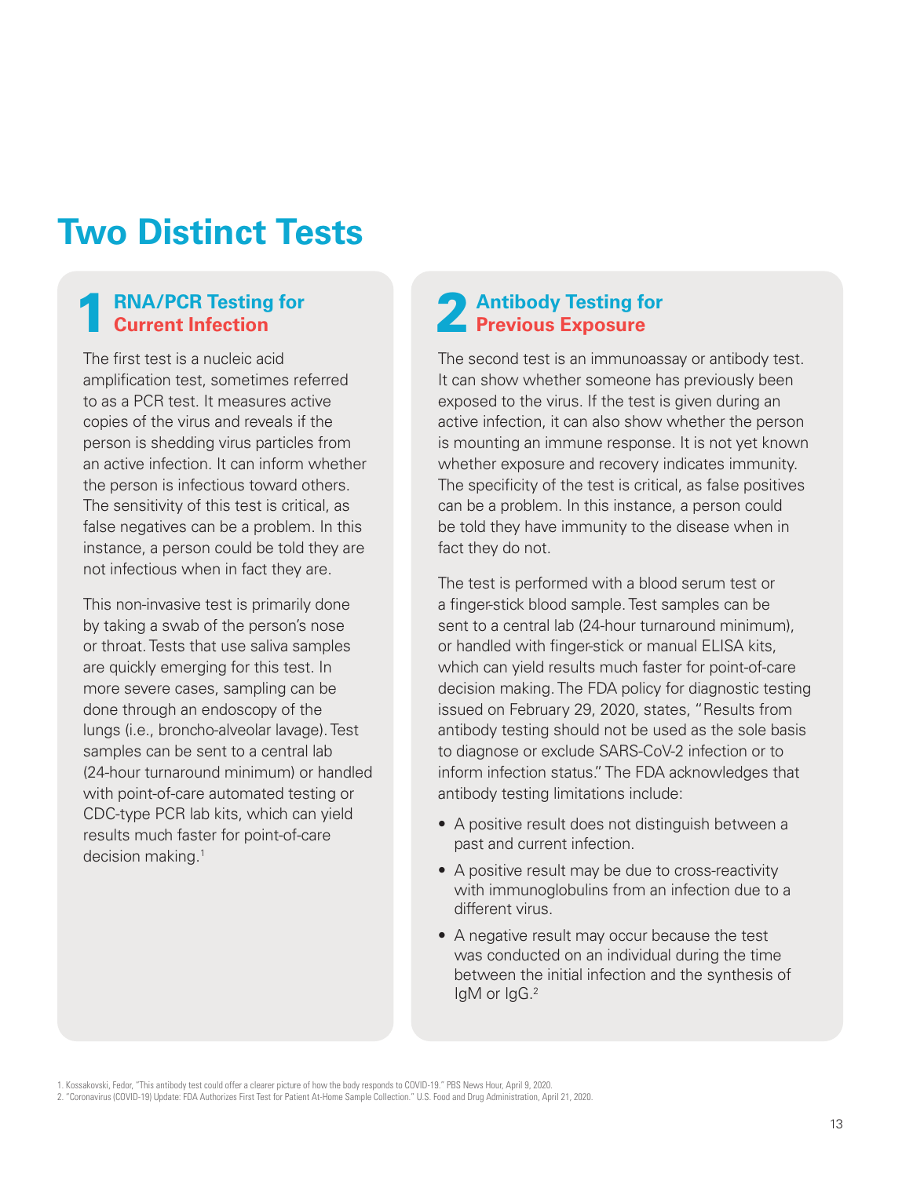# Two Distinct Tests

## 1 RNA/PCR Testing for Current Infection

The first test is a nucleic acid amplification test, sometimes referred to as a PCR test. It measures active copies of the virus and reveals if the person is shedding virus particles from an active infection. It can inform whether the person is infectious toward others. The sensitivity of this test is critical, as false negatives can be a problem. In this instance, a person could be told they are not infectious when in fact they are.

This non-invasive test is primarily done by taking a swab of the person's nose or throat. Tests that use saliva samples are quickly emerging for this test. In more severe cases, sampling can be done through an endoscopy of the lungs (i.e., broncho-alveolar lavage). Test samples can be sent to a central lab (24-hour turnaround minimum) or handled with point-of-care automated testing or CDC-type PCR lab kits, which can yield results much faster for point-of-care decision making.[1]

## 2 Antibody Testing for Previous Exposure

The second test is an immunoassay or antibody test. It can show whether someone has previously been exposed to the virus. If the test is given during an active infection, it can also show whether the person is mounting an immune response. It is not yet known whether exposure and recovery indicates immunity. The specificity of the test is critical, as false positives can be a problem. In this instance, a person could be told they have immunity to the disease when in fact they do not.

The test is performed with a blood serum test or a finger-stick blood sample. Test samples can be sent to a central lab (24-hour turnaround minimum), or handled with finger-stick or manual ELISA kits, which can yield results much faster for point-of-care decision making. The FDA policy for diagnostic testing issued on February 29, 2020, states, "Results from antibody testing should not be used as the sole basis to diagnose or exclude SARS-CoV-2 infection or to inform infection status." The FDA acknowledges that antibody testing limitations include:

- A positive result does not distinguish between a past and current infection.
- A positive result may be due to cross-reactivity with immunoglobulins from an infection due to a different virus.
- A negative result may occur because the test was conducted on an individual during the time between the initial infection and the synthesis of IgM or IgG.[2]

1. Kossakovski, Fedor, "This antibody test could offer a clearer picture of how the body responds to COVID-19." PBS News Hour, April 9, 2020.
2. "Coronavirus (COVID-19) Update: FDA Authorizes First Test for Patient At-Home Sample Collection." U.S. Food and Drug Administration, April 21, 2020.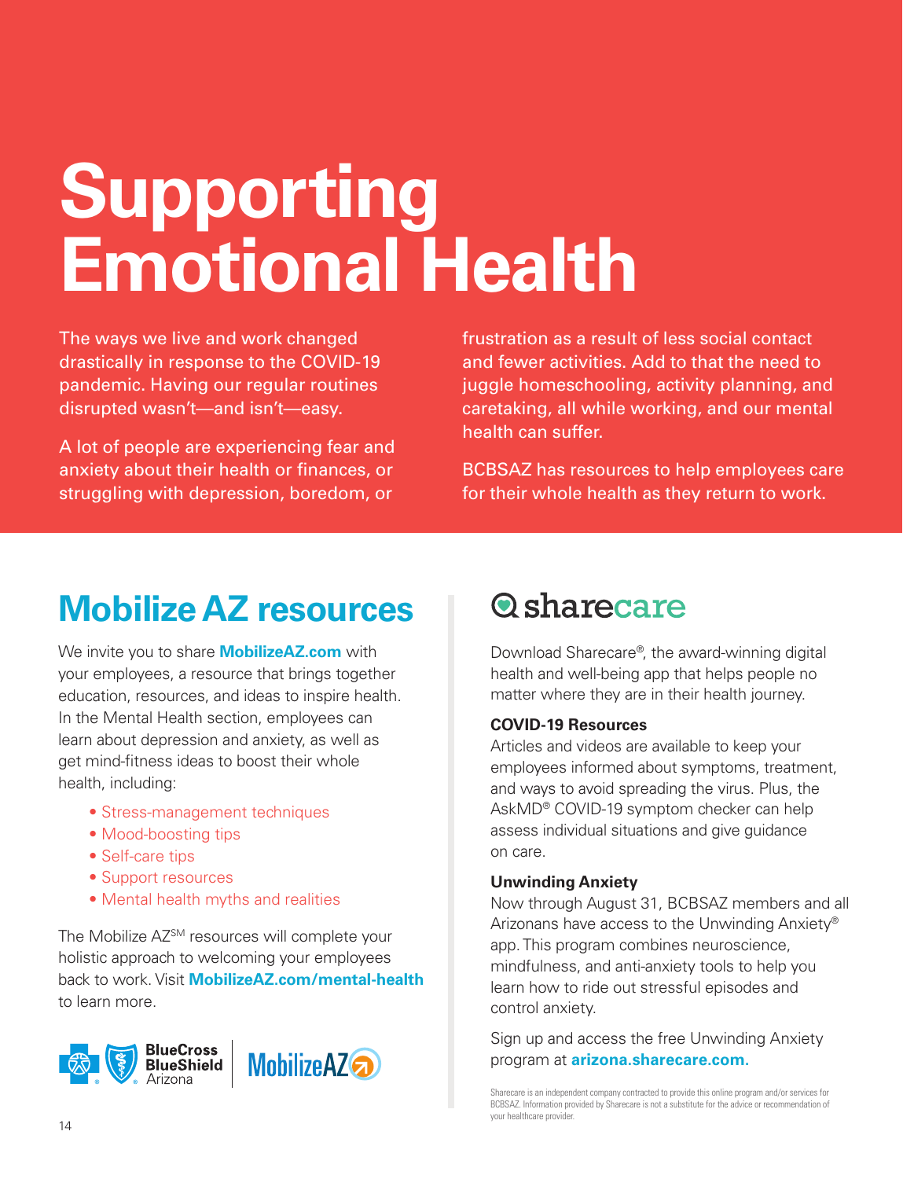# Supporting Emotional Health

The ways we live and work changed drastically in response to the COVID-19 pandemic. Having our regular routines disrupted wasn't—and isn't—easy.

A lot of people are experiencing fear and anxiety about their health or finances, or struggling with depression, boredom, or frustration as a result of less social contact and fewer activities. Add to that the need to juggle homeschooling, activity planning, and caretaking, all while working, and our mental health can suffer.

BCBSAZ has resources to help employees care for their whole health as they return to work.

## Mobilize AZ resources

We invite you to share **MobilizeAZ.com** with your employees, a resource that brings together education, resources, and ideas to inspire health. In the Mental Health section, employees can learn about depression and anxiety, as well as get mind-fitness ideas to boost their whole health, including:

- Stress-management techniques
- Mood-boosting tips
- Self-care tips
- Support resources
- Mental health myths and realities

The Mobilize AZ℠ resources will complete your holistic approach to welcoming your employees back to work. Visit **MobilizeAZ.com/mental-health** to learn more.

BlueCross BlueShield Arizona | MobilizeAZ

## sharecare

Download Sharecare®, the award-winning digital health and well-being app that helps people no matter where they are in their health journey.

**COVID-19 Resources**
Articles and videos are available to keep your employees informed about symptoms, treatment, and ways to avoid spreading the virus. Plus, the AskMD® COVID-19 symptom checker can help assess individual situations and give guidance on care.

**Unwinding Anxiety**
Now through August 31, BCBSAZ members and all Arizonans have access to the Unwinding Anxiety® app. This program combines neuroscience, mindfulness, and anti-anxiety tools to help you learn how to ride out stressful episodes and control anxiety.

Sign up and access the free Unwinding Anxiety program at **arizona.sharecare.com.**

Sharecare is an independent company contracted to provide this online program and/or services for BCBSAZ. Information provided by Sharecare is not a substitute for the advice or recommendation of your healthcare provider.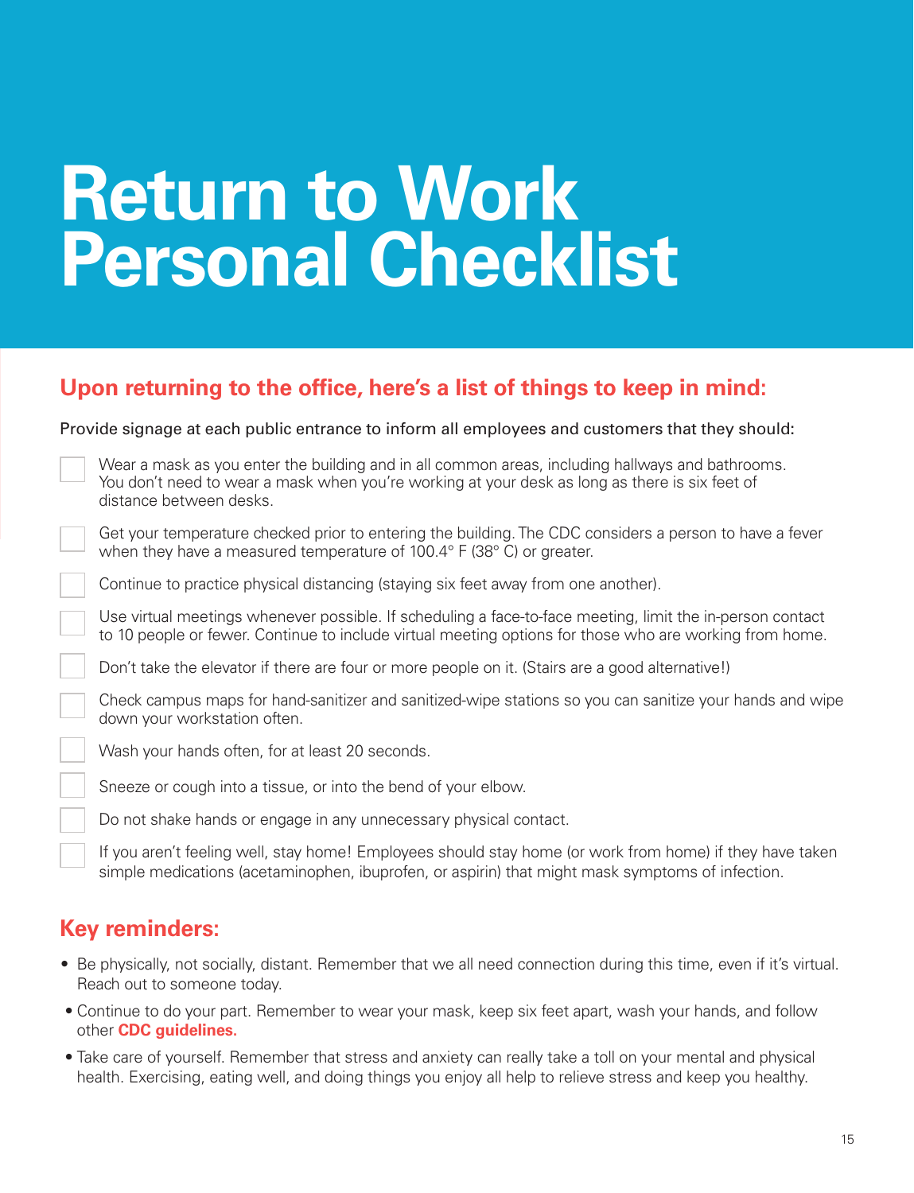# Return to Work Personal Checklist

## Upon returning to the office, here's a list of things to keep in mind:

Provide signage at each public entrance to inform all employees and customers that they should:

- [ ] Wear a mask as you enter the building and in all common areas, including hallways and bathrooms. You don't need to wear a mask when you're working at your desk as long as there is six feet of distance between desks.
- [ ] Get your temperature checked prior to entering the building. The CDC considers a person to have a fever when they have a measured temperature of 100.4° F (38° C) or greater.
- [ ] Continue to practice physical distancing (staying six feet away from one another).
- [ ] Use virtual meetings whenever possible. If scheduling a face-to-face meeting, limit the in-person contact to 10 people or fewer. Continue to include virtual meeting options for those who are working from home.
- [ ] Don't take the elevator if there are four or more people on it. (Stairs are a good alternative!)
- [ ] Check campus maps for hand-sanitizer and sanitized-wipe stations so you can sanitize your hands and wipe down your workstation often.
- [ ] Wash your hands often, for at least 20 seconds.
- [ ] Sneeze or cough into a tissue, or into the bend of your elbow.
- [ ] Do not shake hands or engage in any unnecessary physical contact.
- [ ] If you aren't feeling well, stay home! Employees should stay home (or work from home) if they have taken simple medications (acetaminophen, ibuprofen, or aspirin) that might mask symptoms of infection.

## Key reminders:

- Be physically, not socially, distant. Remember that we all need connection during this time, even if it's virtual. Reach out to someone today.
- Continue to do your part. Remember to wear your mask, keep six feet apart, wash your hands, and follow other **CDC guidelines.**
- Take care of yourself. Remember that stress and anxiety can really take a toll on your mental and physical health. Exercising, eating well, and doing things you enjoy all help to relieve stress and keep you healthy.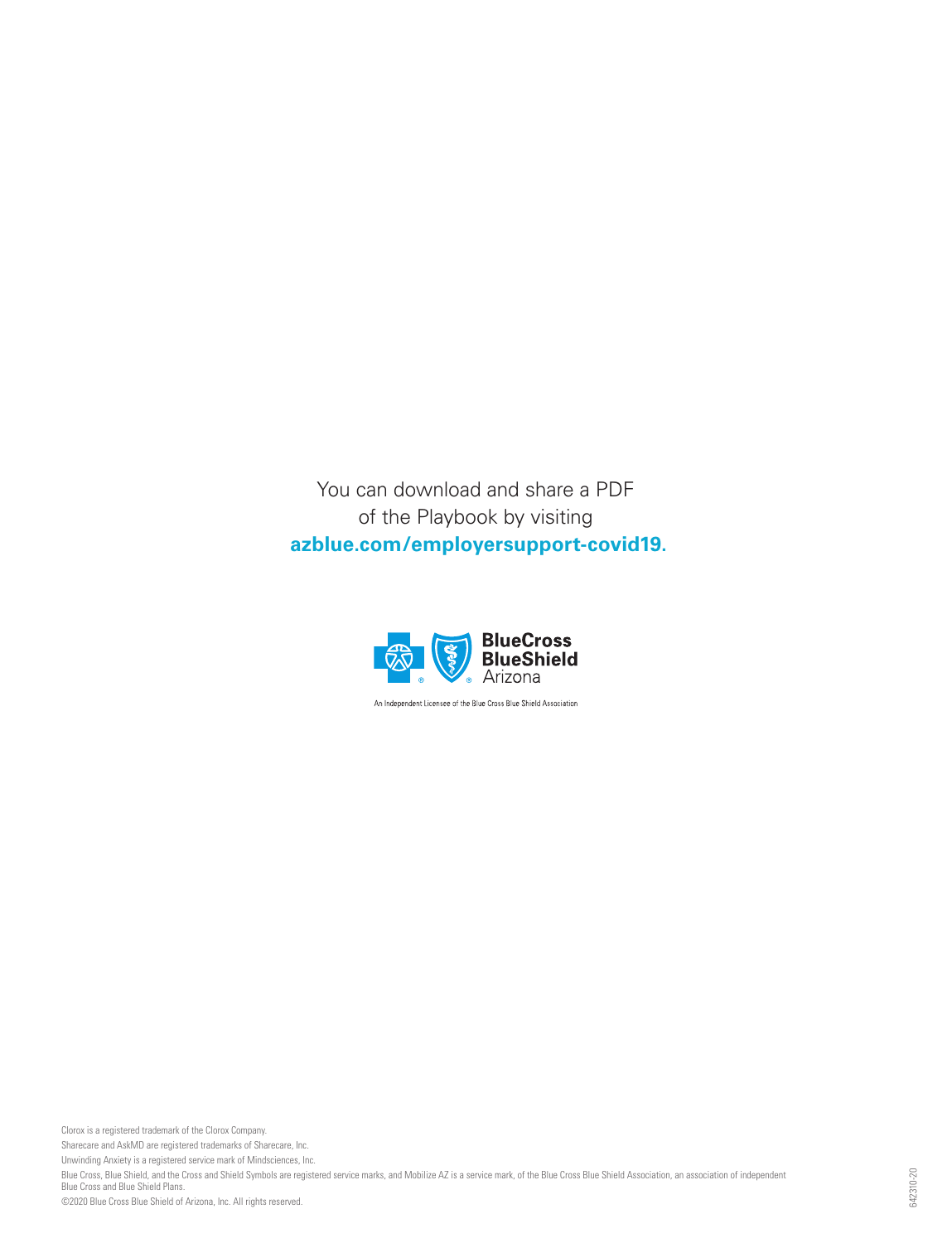You can download and share a PDF of the Playbook by visiting **azblue.com/employersupport-covid19.**

BlueCross BlueShield Arizona

An Independent Licensee of the Blue Cross Blue Shield Association

Clorox is a registered trademark of the Clorox Company.

Sharecare and AskMD are registered trademarks of Sharecare, Inc.

Unwinding Anxiety is a registered service mark of Mindsciences, Inc.

Blue Cross, Blue Shield, and the Cross and Shield Symbols are registered service marks, and Mobilize AZ is a service mark, of the Blue Cross Blue Shield Association, an association of independent Blue Cross and Blue Shield Plans.

©2020 Blue Cross Blue Shield of Arizona, Inc. All rights reserved.

642310-20